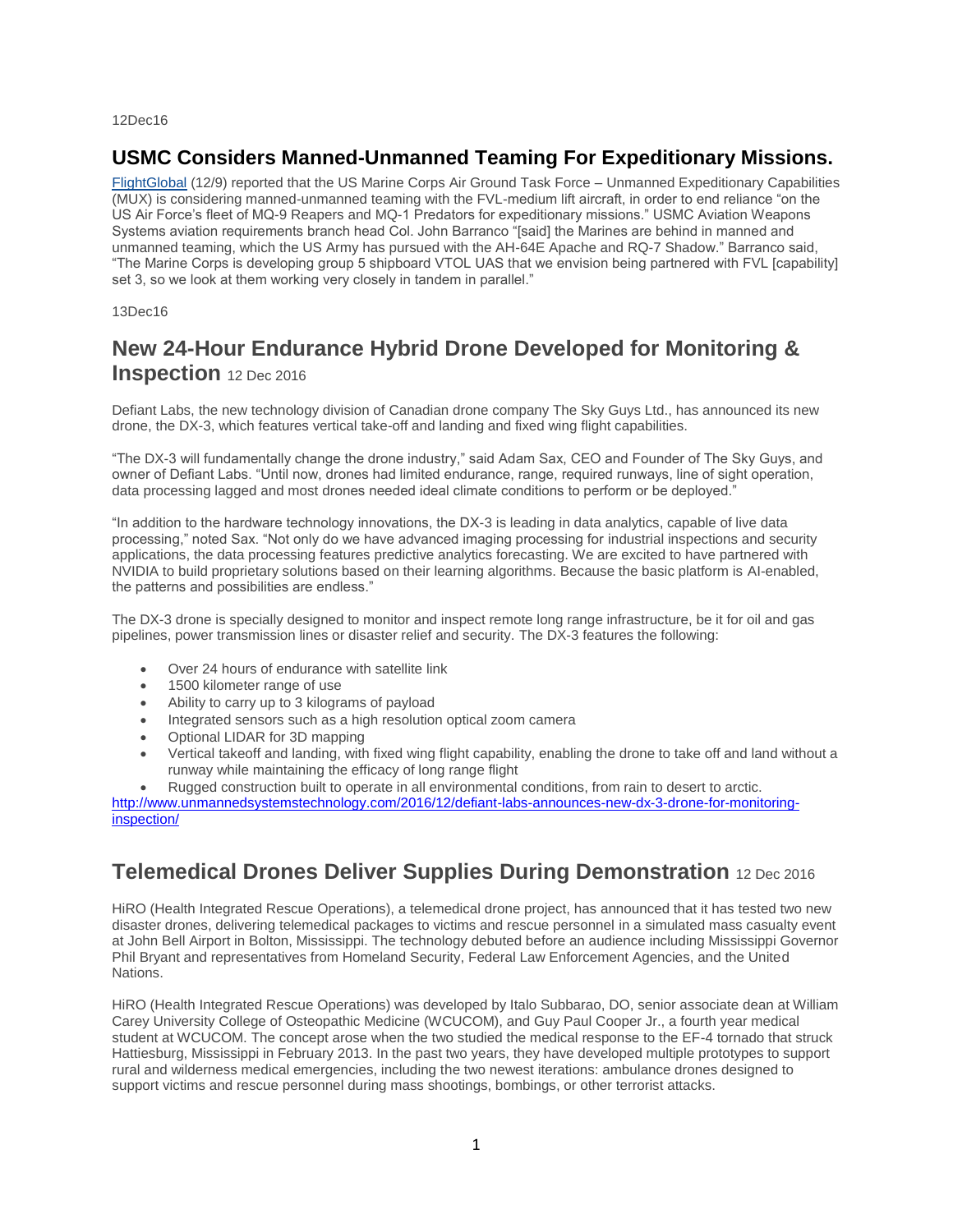12Dec16

## USMC Considers Manned-Unmanned Teaming For Expeditionary Missions.

FlightGlobal (12/9) reported that the US Marine Corps Air Ground Task Force – Unmanned Expeditionary Capabilities (MUX) is considering manned-unmanned teaming with the FVL-medium lift aircraft, in order to end reliance "on the US Air Force's fleet of MQ-9 Reapers and MQ-1 Predators for expeditionary missions." USMC Aviation Weapons Systems aviation requirements branch head Col. John Barranco "[said] the Marines are behind in manned and unmanned teaming, which the US Army has pursued with the AH-64E Apache and RQ-7 Shadow." Barranco said, "The Marine Corps is developing group 5 shipboard VTOL UAS that we envision being partnered with FVL [capability] set 3, so we look at them working very closely in tandem in parallel."

13Dec16

## New 24-Hour Endurance Hybrid Drone Developed for Monitoring & Inspection 12 Dec 2016

Defiant Labs, the new technology division of Canadian drone company The Sky Guys Ltd., has announced its new drone, the DX-3, which features vertical take-off and landing and fixed wing flight capabilities.

"The DX-3 will fundamentally change the drone industry," said Adam Sax, CEO and Founder of The Sky Guys, and owner of Defiant Labs. "Until now, drones had limited endurance, range, required runways, line of sight operation, data processing lagged and most drones needed ideal climate conditions to perform or be deployed."

"In addition to the hardware technology innovations, the DX-3 is leading in data analytics, capable of live data processing," noted Sax. "Not only do we have advanced imaging processing for industrial inspections and security applications, the data processing features predictive analytics forecasting. We are excited to have partnered with NVIDIA to build proprietary solutions based on their learning algorithms. Because the basic platform is AI-enabled, the patterns and possibilities are endless."

The DX-3 drone is specially designed to monitor and inspect remote long range infrastructure, be it for oil and gas pipelines, power transmission lines or disaster relief and security. The DX-3 features the following:

- Over 24 hours of endurance with satellite link
- 1500 kilometer range of use
- Ability to carry up to 3 kilograms of payload
- Integrated sensors such as a high resolution optical zoom camera
- Optional LIDAR for 3D mapping
- Vertical takeoff and landing, with fixed wing flight capability, enabling the drone to take off and land without a runway while maintaining the efficacy of long range flight
- Rugged construction built to operate in all environmental conditions, from rain to desert to arctic.

http://www.unmannedsystemstechnology.com/2016/12/defiant-labs-announces-new-dx-3-drone-for-monitoring-inspection/

## Telemedical Drones Deliver Supplies During Demonstration 12 Dec 2016

HiRO (Health Integrated Rescue Operations), a telemedical drone project, has announced that it has tested two new disaster drones, delivering telemedical packages to victims and rescue personnel in a simulated mass casualty event at John Bell Airport in Bolton, Mississippi. The technology debuted before an audience including Mississippi Governor Phil Bryant and representatives from Homeland Security, Federal Law Enforcement Agencies, and the United Nations.

HiRO (Health Integrated Rescue Operations) was developed by Italo Subbarao, DO, senior associate dean at William Carey University College of Osteopathic Medicine (WCUCOM), and Guy Paul Cooper Jr., a fourth year medical student at WCUCOM. The concept arose when the two studied the medical response to the EF-4 tornado that struck Hattiesburg, Mississippi in February 2013. In the past two years, they have developed multiple prototypes to support rural and wilderness medical emergencies, including the two newest iterations: ambulance drones designed to support victims and rescue personnel during mass shootings, bombings, or other terrorist attacks.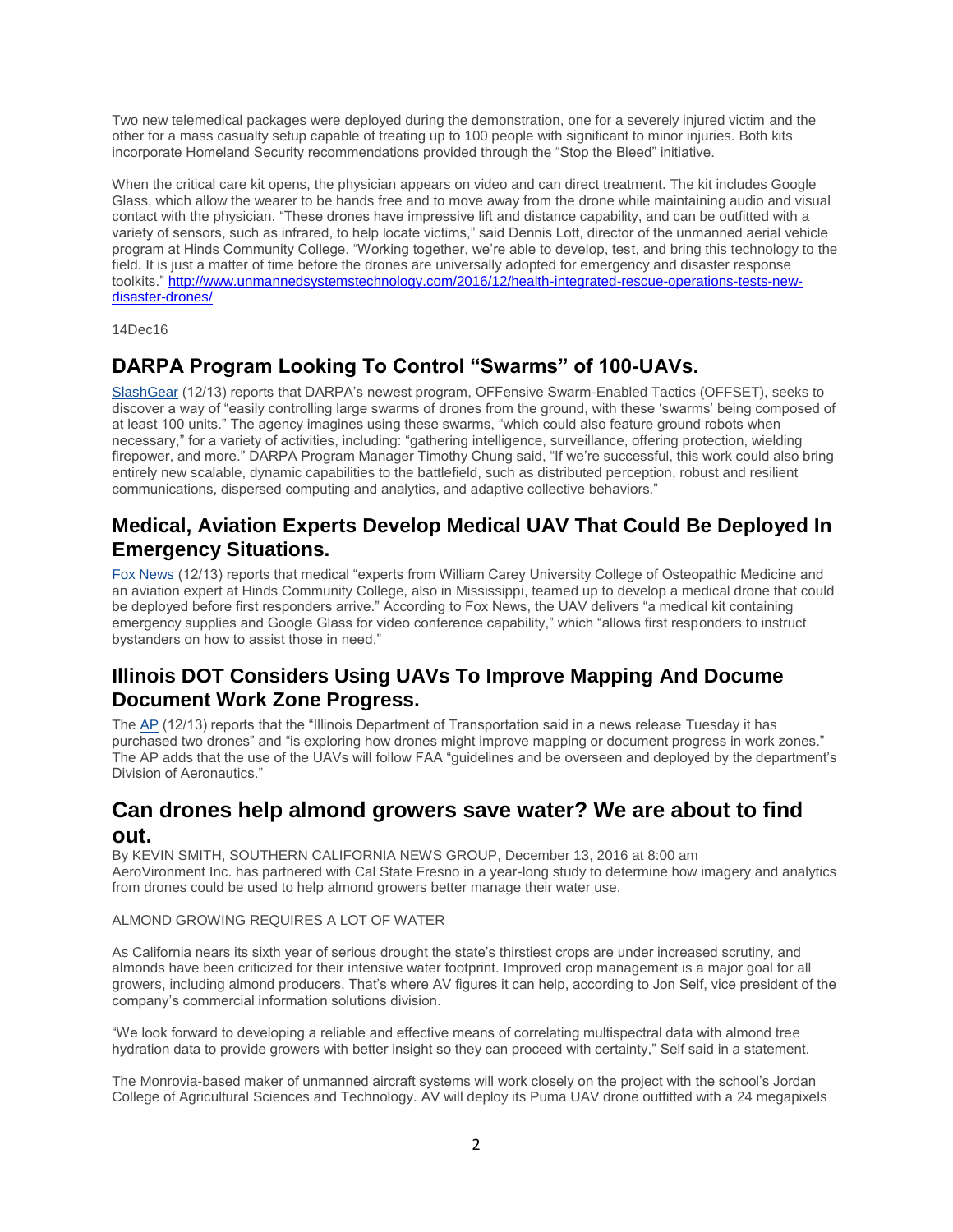Two new telemedical packages were deployed during the demonstration, one for a severely injured victim and the other for a mass casualty setup capable of treating up to 100 people with significant to minor injuries. Both kits incorporate Homeland Security recommendations provided through the "Stop the Bleed" initiative.

When the critical care kit opens, the physician appears on video and can direct treatment. The kit includes Google Glass, which allow the wearer to be hands free and to move away from the drone while maintaining audio and visual contact with the physician. "These drones have impressive lift and distance capability, and can be outfitted with a variety of sensors, such as infrared, to help locate victims," said Dennis Lott, director of the unmanned aerial vehicle program at Hinds Community College. "Working together, we're able to develop, test, and bring this technology to the field. It is just a matter of time before the drones are universally adopted for emergency and disaster response toolkits." http://www.unmannedsystemstechnology.com/2016/12/health-integrated-rescue-operations-tests-new-disaster-drones/

14Dec16

## DARPA Program Looking To Control "Swarms" of 100-UAVs.

SlashGear (12/13) reports that DARPA's newest program, OFFensive Swarm-Enabled Tactics (OFFSET), seeks to discover a way of "easily controlling large swarms of drones from the ground, with these 'swarms' being composed of at least 100 units." The agency imagines using these swarms, "which could also feature ground robots when necessary," for a variety of activities, including: "gathering intelligence, surveillance, offering protection, wielding firepower, and more." DARPA Program Manager Timothy Chung said, "If we're successful, this work could also bring entirely new scalable, dynamic capabilities to the battlefield, such as distributed perception, robust and resilient communications, dispersed computing and analytics, and adaptive collective behaviors."

## Medical, Aviation Experts Develop Medical UAV That Could Be Deployed In Emergency Situations.

Fox News (12/13) reports that medical "experts from William Carey University College of Osteopathic Medicine and an aviation expert at Hinds Community College, also in Mississippi, teamed up to develop a medical drone that could be deployed before first responders arrive." According to Fox News, the UAV delivers "a medical kit containing emergency supplies and Google Glass for video conference capability," which "allows first responders to instruct bystanders on how to assist those in need."

## Illinois DOT Considers Using UAVs To Improve Mapping And Docume Document Work Zone Progress.

The AP (12/13) reports that the "Illinois Department of Transportation said in a news release Tuesday it has purchased two drones" and "is exploring how drones might improve mapping or document progress in work zones." The AP adds that the use of the UAVs will follow FAA "guidelines and be overseen and deployed by the department's Division of Aeronautics."

## Can drones help almond growers save water? We are about to find out.

By KEVIN SMITH, SOUTHERN CALIFORNIA NEWS GROUP, December 13, 2016 at 8:00 am
AeroVironment Inc. has partnered with Cal State Fresno in a year-long study to determine how imagery and analytics from drones could be used to help almond growers better manage their water use.

ALMOND GROWING REQUIRES A LOT OF WATER

As California nears its sixth year of serious drought the state's thirstiest crops are under increased scrutiny, and almonds have been criticized for their intensive water footprint. Improved crop management is a major goal for all growers, including almond producers. That's where AV figures it can help, according to Jon Self, vice president of the company's commercial information solutions division.

"We look forward to developing a reliable and effective means of correlating multispectral data with almond tree hydration data to provide growers with better insight so they can proceed with certainty," Self said in a statement.

The Monrovia-based maker of unmanned aircraft systems will work closely on the project with the school's Jordan College of Agricultural Sciences and Technology. AV will deploy its Puma UAV drone outfitted with a 24 megapixels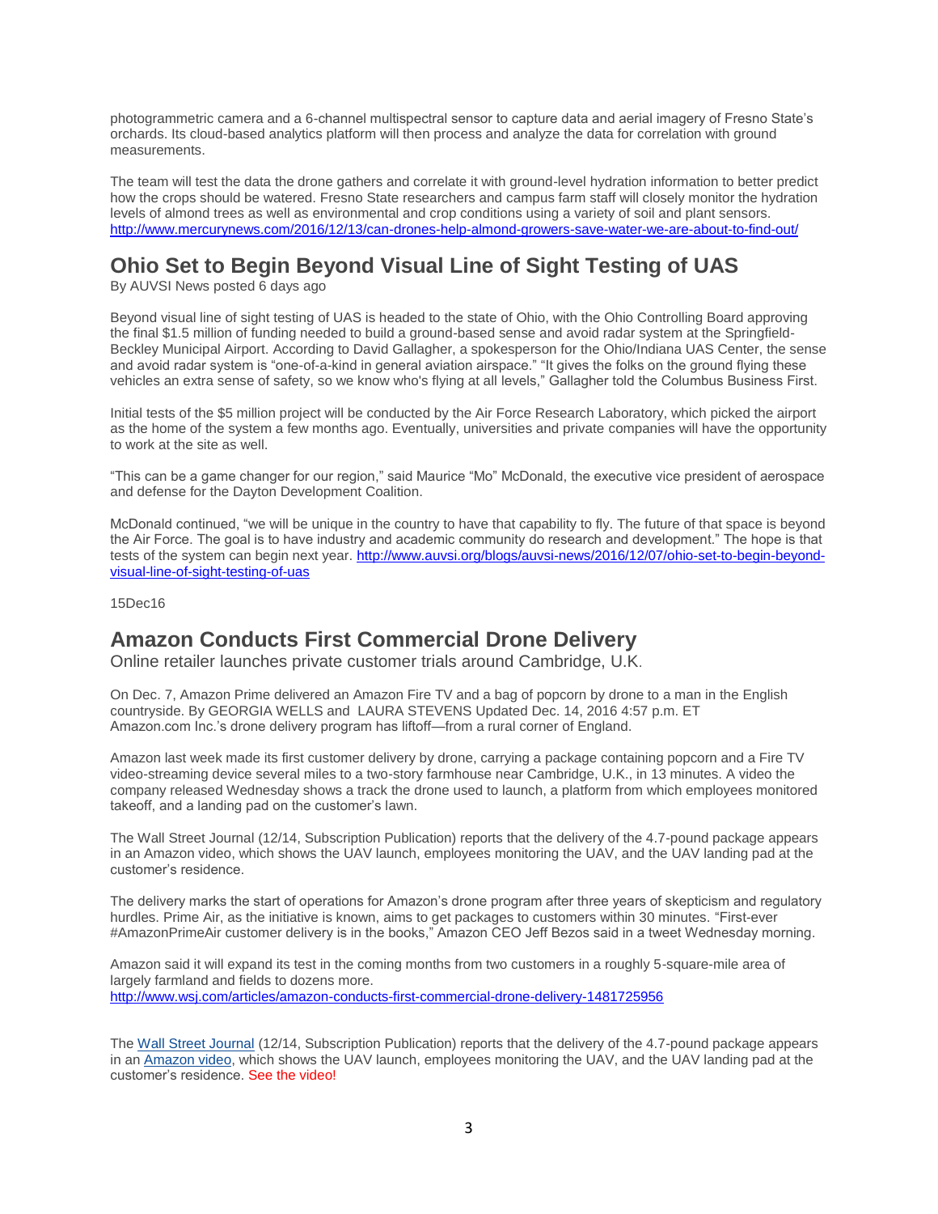photogrammetric camera and a 6-channel multispectral sensor to capture data and aerial imagery of Fresno State's orchards. Its cloud-based analytics platform will then process and analyze the data for correlation with ground measurements.

The team will test the data the drone gathers and correlate it with ground-level hydration information to better predict how the crops should be watered. Fresno State researchers and campus farm staff will closely monitor the hydration levels of almond trees as well as environmental and crop conditions using a variety of soil and plant sensors.
http://www.mercurynews.com/2016/12/13/can-drones-help-almond-growers-save-water-we-are-about-to-find-out/

## Ohio Set to Begin Beyond Visual Line of Sight Testing of UAS

By AUVSI News posted 6 days ago

Beyond visual line of sight testing of UAS is headed to the state of Ohio, with the Ohio Controlling Board approving the final $1.5 million of funding needed to build a ground-based sense and avoid radar system at the Springfield-Beckley Municipal Airport. According to David Gallagher, a spokesperson for the Ohio/Indiana UAS Center, the sense and avoid radar system is "one-of-a-kind in general aviation airspace." "It gives the folks on the ground flying these vehicles an extra sense of safety, so we know who's flying at all levels," Gallagher told the Columbus Business First.

Initial tests of the $5 million project will be conducted by the Air Force Research Laboratory, which picked the airport as the home of the system a few months ago. Eventually, universities and private companies will have the opportunity to work at the site as well.

"This can be a game changer for our region," said Maurice "Mo" McDonald, the executive vice president of aerospace and defense for the Dayton Development Coalition.

McDonald continued, "we will be unique in the country to have that capability to fly. The future of that space is beyond the Air Force. The goal is to have industry and academic community do research and development." The hope is that tests of the system can begin next year. http://www.auvsi.org/blogs/auvsi-news/2016/12/07/ohio-set-to-begin-beyond-visual-line-of-sight-testing-of-uas

15Dec16

## Amazon Conducts First Commercial Drone Delivery

Online retailer launches private customer trials around Cambridge, U.K.

On Dec. 7, Amazon Prime delivered an Amazon Fire TV and a bag of popcorn by drone to a man in the English countryside. By GEORGIA WELLS and LAURA STEVENS Updated Dec. 14, 2016 4:57 p.m. ET
Amazon.com Inc.'s drone delivery program has liftoff—from a rural corner of England.

Amazon last week made its first customer delivery by drone, carrying a package containing popcorn and a Fire TV video-streaming device several miles to a two-story farmhouse near Cambridge, U.K., in 13 minutes. A video the company released Wednesday shows a track the drone used to launch, a platform from which employees monitored takeoff, and a landing pad on the customer's lawn.

The Wall Street Journal (12/14, Subscription Publication) reports that the delivery of the 4.7-pound package appears in an Amazon video, which shows the UAV launch, employees monitoring the UAV, and the UAV landing pad at the customer's residence.

The delivery marks the start of operations for Amazon's drone program after three years of skepticism and regulatory hurdles. Prime Air, as the initiative is known, aims to get packages to customers within 30 minutes. "First-ever #AmazonPrimeAir customer delivery is in the books," Amazon CEO Jeff Bezos said in a tweet Wednesday morning.

Amazon said it will expand its test in the coming months from two customers in a roughly 5-square-mile area of largely farmland and fields to dozens more.
http://www.wsj.com/articles/amazon-conducts-first-commercial-drone-delivery-1481725956

The Wall Street Journal (12/14, Subscription Publication) reports that the delivery of the 4.7-pound package appears in an Amazon video, which shows the UAV launch, employees monitoring the UAV, and the UAV landing pad at the customer's residence. See the video!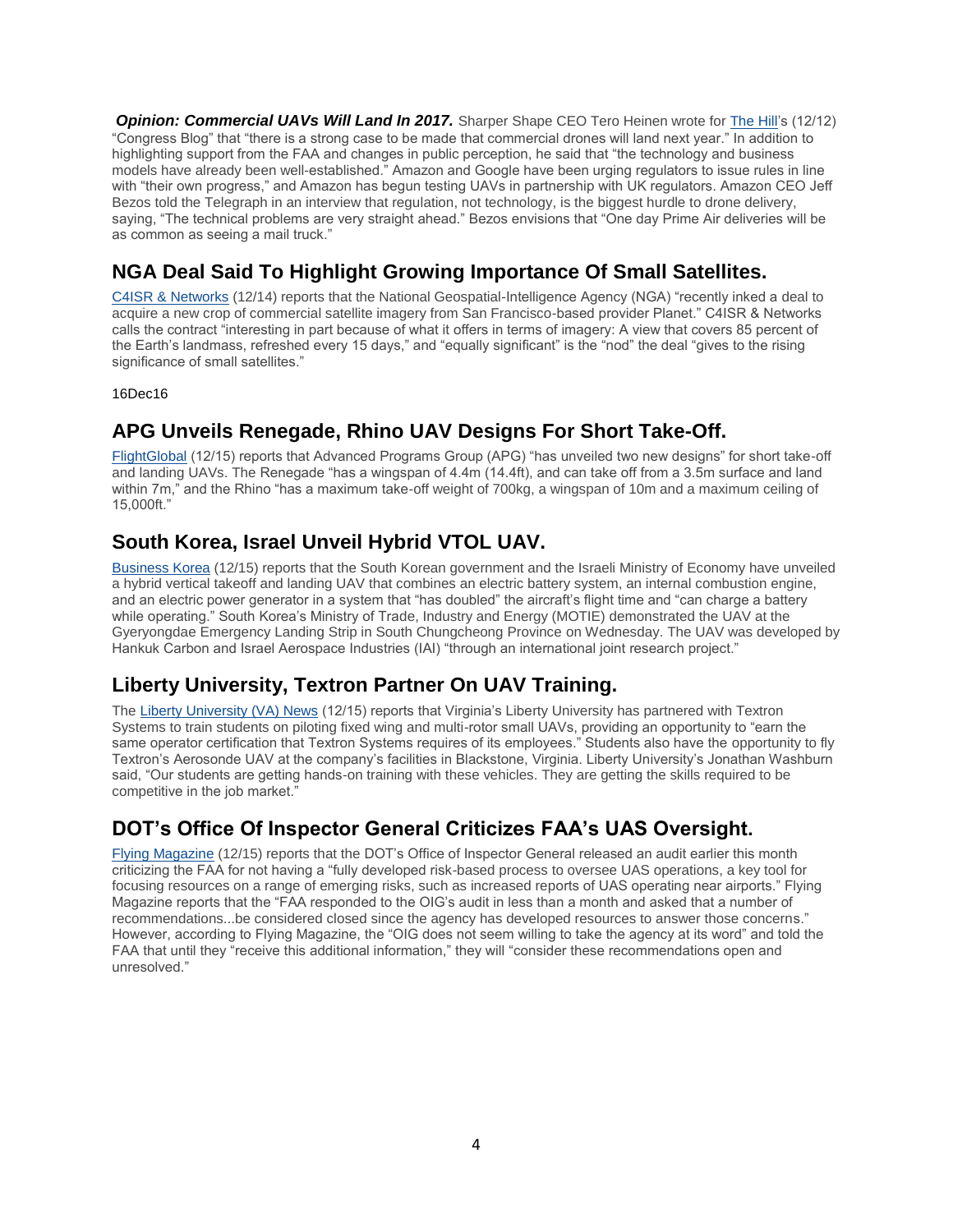***Opinion: Commercial UAVs Will Land In 2017.*** Sharper Shape CEO Tero Heinen wrote for The Hill's (12/12) "Congress Blog" that "there is a strong case to be made that commercial drones will land next year." In addition to highlighting support from the FAA and changes in public perception, he said that "the technology and business models have already been well-established." Amazon and Google have been urging regulators to issue rules in line with "their own progress," and Amazon has begun testing UAVs in partnership with UK regulators. Amazon CEO Jeff Bezos told the Telegraph in an interview that regulation, not technology, is the biggest hurdle to drone delivery, saying, "The technical problems are very straight ahead." Bezos envisions that "One day Prime Air deliveries will be as common as seeing a mail truck."

## NGA Deal Said To Highlight Growing Importance Of Small Satellites.

C4ISR & Networks (12/14) reports that the National Geospatial-Intelligence Agency (NGA) "recently inked a deal to acquire a new crop of commercial satellite imagery from San Francisco-based provider Planet." C4ISR & Networks calls the contract "interesting in part because of what it offers in terms of imagery: A view that covers 85 percent of the Earth's landmass, refreshed every 15 days," and "equally significant" is the "nod" the deal "gives to the rising significance of small satellites."

16Dec16

## APG Unveils Renegade, Rhino UAV Designs For Short Take-Off.

FlightGlobal (12/15) reports that Advanced Programs Group (APG) "has unveiled two new designs" for short take-off and landing UAVs. The Renegade "has a wingspan of 4.4m (14.4ft), and can take off from a 3.5m surface and land within 7m," and the Rhino "has a maximum take-off weight of 700kg, a wingspan of 10m and a maximum ceiling of 15,000ft."

## South Korea, Israel Unveil Hybrid VTOL UAV.

Business Korea (12/15) reports that the South Korean government and the Israeli Ministry of Economy have unveiled a hybrid vertical takeoff and landing UAV that combines an electric battery system, an internal combustion engine, and an electric power generator in a system that "has doubled" the aircraft's flight time and "can charge a battery while operating." South Korea's Ministry of Trade, Industry and Energy (MOTIE) demonstrated the UAV at the Gyeryongdae Emergency Landing Strip in South Chungcheong Province on Wednesday. The UAV was developed by Hankuk Carbon and Israel Aerospace Industries (IAI) "through an international joint research project."

## Liberty University, Textron Partner On UAV Training.

The Liberty University (VA) News (12/15) reports that Virginia's Liberty University has partnered with Textron Systems to train students on piloting fixed wing and multi-rotor small UAVs, providing an opportunity to "earn the same operator certification that Textron Systems requires of its employees." Students also have the opportunity to fly Textron's Aerosonde UAV at the company's facilities in Blackstone, Virginia. Liberty University's Jonathan Washburn said, "Our students are getting hands-on training with these vehicles. They are getting the skills required to be competitive in the job market."

## DOT's Office Of Inspector General Criticizes FAA's UAS Oversight.

Flying Magazine (12/15) reports that the DOT's Office of Inspector General released an audit earlier this month criticizing the FAA for not having a "fully developed risk-based process to oversee UAS operations, a key tool for focusing resources on a range of emerging risks, such as increased reports of UAS operating near airports." Flying Magazine reports that the "FAA responded to the OIG's audit in less than a month and asked that a number of recommendations...be considered closed since the agency has developed resources to answer those concerns." However, according to Flying Magazine, the "OIG does not seem willing to take the agency at its word" and told the FAA that until they "receive this additional information," they will "consider these recommendations open and unresolved."